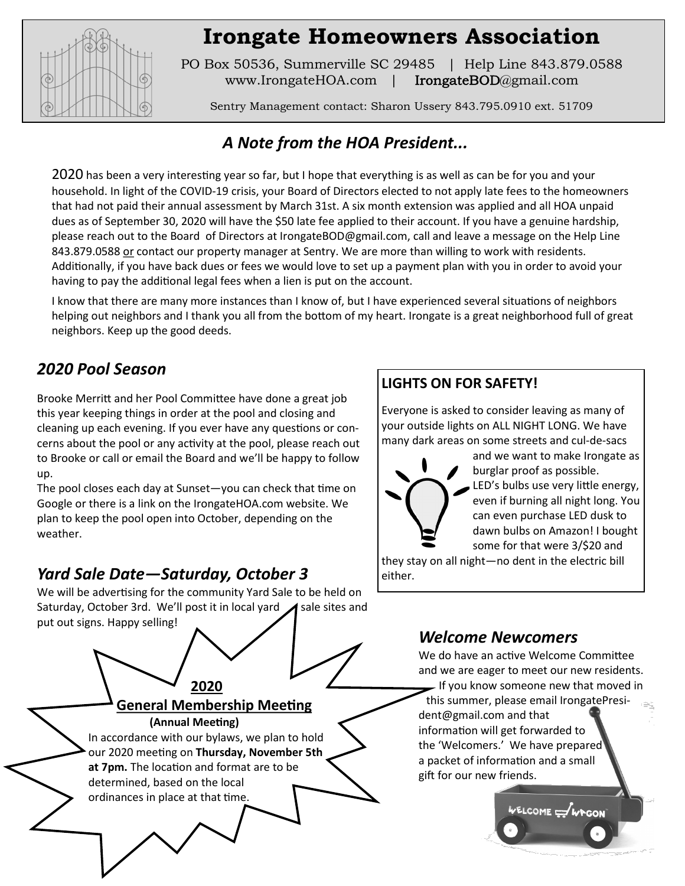# Irongate Homeowners Association

PO Box 50536, Summerville SC 29485 | Help Line 843.879.0588
www.IrongateHOA.com | IrongateBOD@gmail.com

Sentry Management contact: Sharon Ussery 843.795.0910 ext. 51709

## *A Note from the HOA President...*

2020 has been a very interesting year so far, but I hope that everything is as well as can be for you and your household. In light of the COVID-19 crisis, your Board of Directors elected to not apply late fees to the homeowners that had not paid their annual assessment by March 31st. A six month extension was applied and all HOA unpaid dues as of September 30, 2020 will have the $50 late fee applied to their account. If you have a genuine hardship, please reach out to the Board of Directors at IrongateBOD@gmail.com, call and leave a message on the Help Line 843.879.0588 or contact our property manager at Sentry. We are more than willing to work with residents. Additionally, if you have back dues or fees we would love to set up a payment plan with you in order to avoid your having to pay the additional legal fees when a lien is put on the account.

I know that there are many more instances than I know of, but I have experienced several situations of neighbors helping out neighbors and I thank you all from the bottom of my heart. Irongate is a great neighborhood full of great neighbors. Keep up the good deeds.

## *2020 Pool Season*

Brooke Merritt and her Pool Committee have done a great job this year keeping things in order at the pool and closing and cleaning up each evening. If you ever have any questions or concerns about the pool or any activity at the pool, please reach out to Brooke or call or email the Board and we'll be happy to follow up.

The pool closes each day at Sunset—you can check that time on Google or there is a link on the IrongateHOA.com website. We plan to keep the pool open into October, depending on the weather.

## *Yard Sale Date—Saturday, October 3*

We will be advertising for the community Yard Sale to be held on Saturday, October 3rd. We'll post it in local yard sale sites and put out signs. Happy selling!

### 2020 General Membership Meeting

**(Annual Meeting)**

In accordance with our bylaws, we plan to hold our 2020 meeting on **Thursday, November 5th at 7pm.** The location and format are to be determined, based on the local ordinances in place at that time.

### LIGHTS ON FOR SAFETY!

Everyone is asked to consider leaving as many of your outside lights on ALL NIGHT LONG. We have many dark areas on some streets and cul-de-sacs and we want to make Irongate as burglar proof as possible. LED's bulbs use very little energy, even if burning all night long. You can even purchase LED dusk to dawn bulbs on Amazon! I bought some for that were 3/$20 and they stay on all night—no dent in the electric bill either.

## *Welcome Newcomers*

We do have an active Welcome Committee and we are eager to meet our new residents. If you know someone new that moved in this summer, please email IrongatePresident@gmail.com and that information will get forwarded to the 'Welcomers.' We have prepared a packet of information and a small gift for our new friends.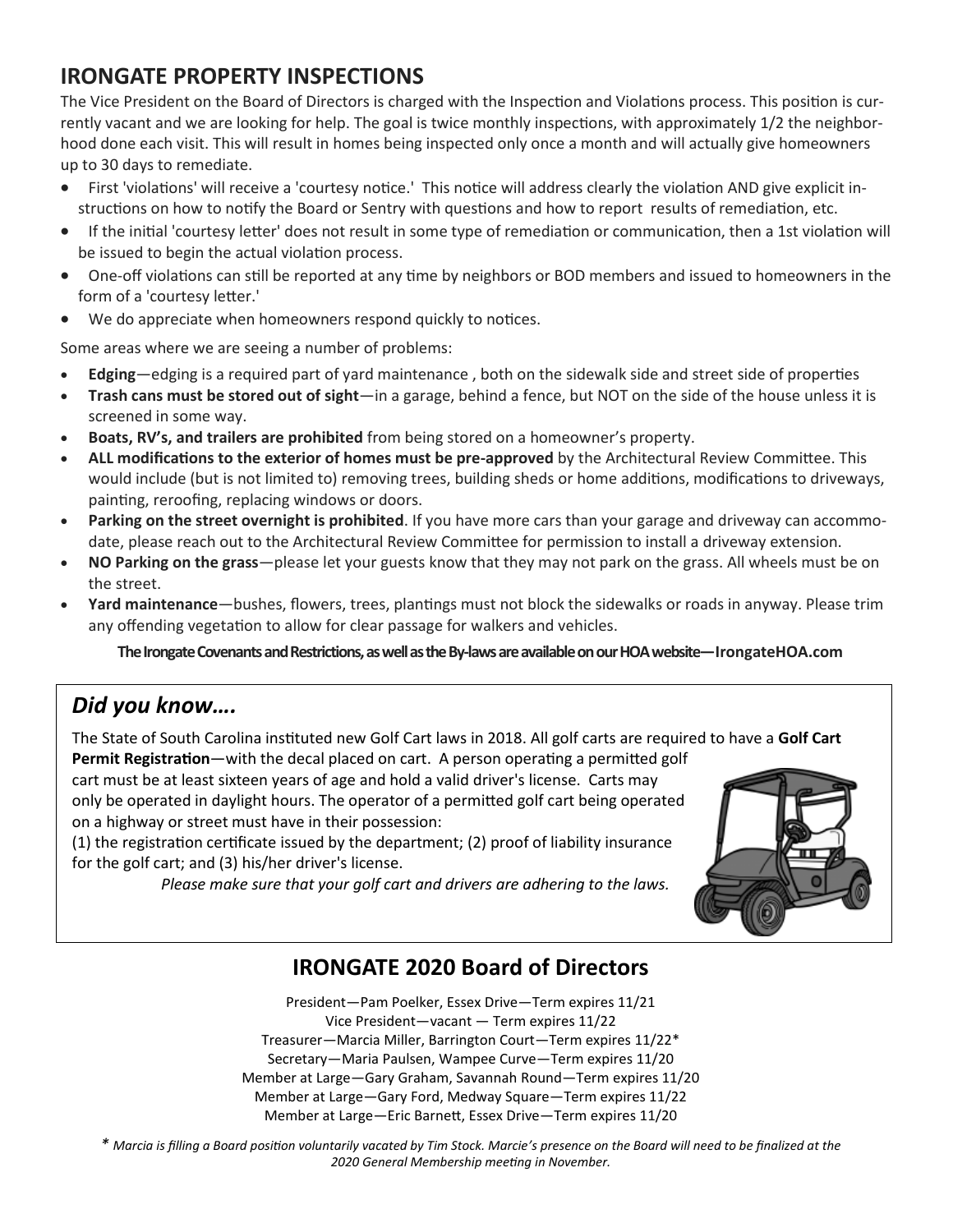## IRONGATE PROPERTY INSPECTIONS

The Vice President on the Board of Directors is charged with the Inspection and Violations process. This position is currently vacant and we are looking for help. The goal is twice monthly inspections, with approximately 1/2 the neighborhood done each visit. This will result in homes being inspected only once a month and will actually give homeowners up to 30 days to remediate.

- First 'violations' will receive a 'courtesy notice.' This notice will address clearly the violation AND give explicit instructions on how to notify the Board or Sentry with questions and how to report results of remediation, etc.
- If the initial 'courtesy letter' does not result in some type of remediation or communication, then a 1st violation will be issued to begin the actual violation process.
- One-off violations can still be reported at any time by neighbors or BOD members and issued to homeowners in the form of a 'courtesy letter.'
- We do appreciate when homeowners respond quickly to notices.

Some areas where we are seeing a number of problems:

- **Edging**—edging is a required part of yard maintenance , both on the sidewalk side and street side of properties
- **Trash cans must be stored out of sight**—in a garage, behind a fence, but NOT on the side of the house unless it is screened in some way.
- **Boats, RV's, and trailers are prohibited** from being stored on a homeowner's property.
- **ALL modifications to the exterior of homes must be pre-approved** by the Architectural Review Committee. This would include (but is not limited to) removing trees, building sheds or home additions, modifications to driveways, painting, reroofing, replacing windows or doors.
- **Parking on the street overnight is prohibited**. If you have more cars than your garage and driveway can accommodate, please reach out to the Architectural Review Committee for permission to install a driveway extension.
- **NO Parking on the grass**—please let your guests know that they may not park on the grass. All wheels must be on the street.
- **Yard maintenance**—bushes, flowers, trees, plantings must not block the sidewalks or roads in anyway. Please trim any offending vegetation to allow for clear passage for walkers and vehicles.

**The Irongate Covenants and Restrictions, as well as the By-laws are available on our HOA website—IrongateHOA.com**

### *Did you know….*

The State of South Carolina instituted new Golf Cart laws in 2018. All golf carts are required to have a **Golf Cart Permit Registration**—with the decal placed on cart. A person operating a permitted golf cart must be at least sixteen years of age and hold a valid driver's license. Carts may only be operated in daylight hours. The operator of a permitted golf cart being operated on a highway or street must have in their possession:

(1) the registration certificate issued by the department; (2) proof of liability insurance for the golf cart; and (3) his/her driver's license.

*Please make sure that your golf cart and drivers are adhering to the laws.*

## IRONGATE 2020 Board of Directors

President—Pam Poelker, Essex Drive—Term expires 11/21
Vice President—vacant — Term expires 11/22
Treasurer—Marcia Miller, Barrington Court—Term expires 11/22*
Secretary—Maria Paulsen, Wampee Curve—Term expires 11/20
Member at Large—Gary Graham, Savannah Round—Term expires 11/20
Member at Large—Gary Ford, Medway Square—Term expires 11/22
Member at Large—Eric Barnett, Essex Drive—Term expires 11/20

*\* Marcia is filling a Board position voluntarily vacated by Tim Stock. Marcie's presence on the Board will need to be finalized at the 2020 General Membership meeting in November.*